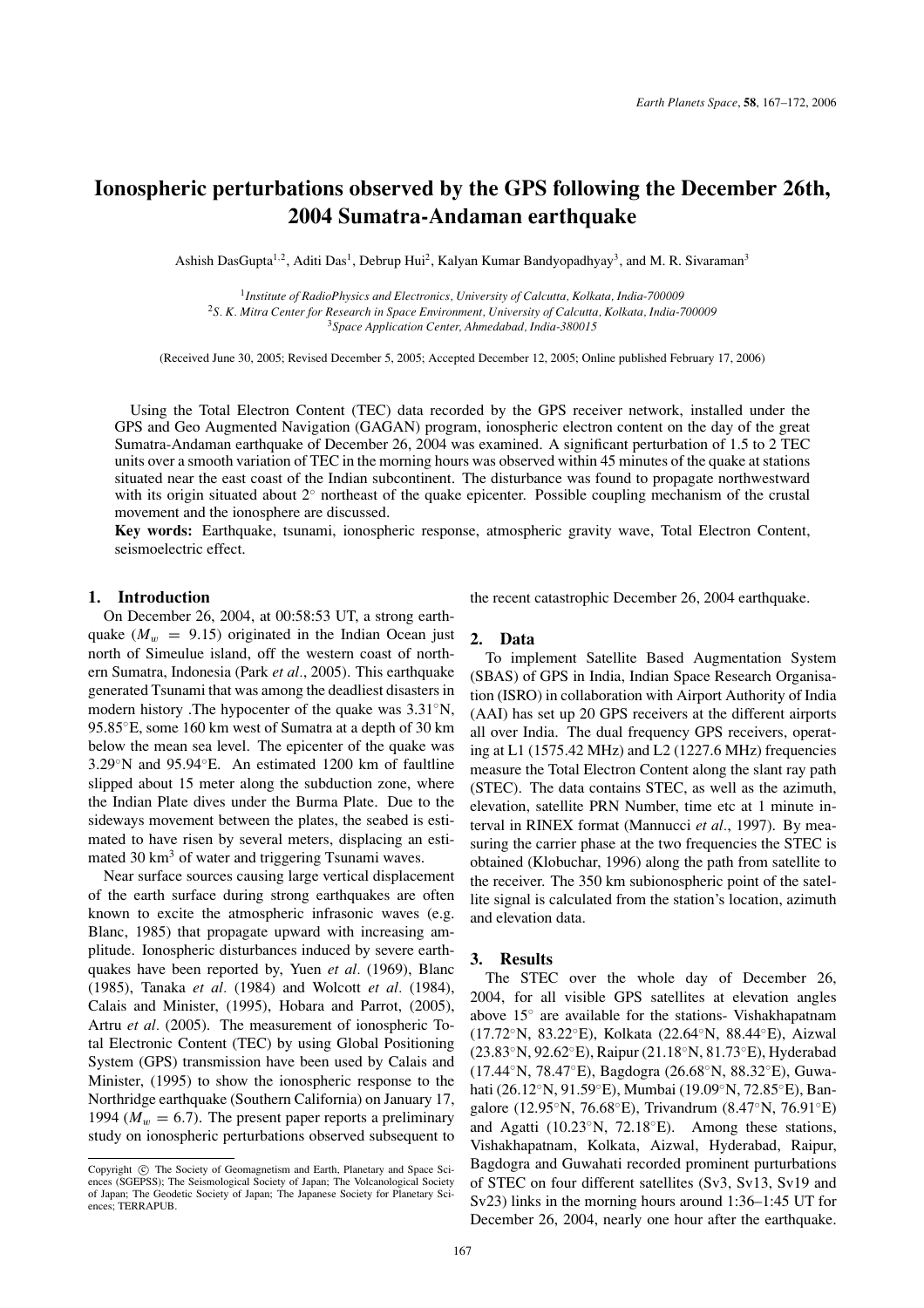# Ionospheric perturbations observed by the GPS following the December 26th, 2004 Sumatra-Andaman earthquake

Ashish DasGupta[1,2], Aditi Das[1], Debrup Hui[2], Kalyan Kumar Bandyopadhyay[3], and M. R. Sivaraman[3]

[1]*Institute of RadioPhysics and Electronics, University of Calcutta, Kolkata, India-700009*
[2]*S. K. Mitra Center for Research in Space Environment, University of Calcutta, Kolkata, India-700009*
[3]*Space Application Center, Ahmedabad, India-380015*

(Received June 30, 2005; Revised December 5, 2005; Accepted December 12, 2005; Online published February 17, 2006)

Using the Total Electron Content (TEC) data recorded by the GPS receiver network, installed under the GPS and Geo Augmented Navigation (GAGAN) program, ionospheric electron content on the day of the great Sumatra-Andaman earthquake of December 26, 2004 was examined. A significant perturbation of 1.5 to 2 TEC units over a smooth variation of TEC in the morning hours was observed within 45 minutes of the quake at stations situated near the east coast of the Indian subcontinent. The disturbance was found to propagate northwestward with its origin situated about 2° northeast of the quake epicenter. Possible coupling mechanism of the crustal movement and the ionosphere are discussed.

**Key words:** Earthquake, tsunami, ionospheric response, atmospheric gravity wave, Total Electron Content, seismoelectric effect.

## 1. Introduction

On December 26, 2004, at 00:58:53 UT, a strong earthquake ($M_w = 9.15$) originated in the Indian Ocean just north of Simeulue island, off the western coast of northern Sumatra, Indonesia (Park *et al*., 2005). This earthquake generated Tsunami that was among the deadliest disasters in modern history .The hypocenter of the quake was 3.31°N, 95.85°E, some 160 km west of Sumatra at a depth of 30 km below the mean sea level. The epicenter of the quake was 3.29°N and 95.94°E. An estimated 1200 km of faultline slipped about 15 meter along the subduction zone, where the Indian Plate dives under the Burma Plate. Due to the sideways movement between the plates, the seabed is estimated to have risen by several meters, displacing an estimated 30 km$^3$ of water and triggering Tsunami waves.

Near surface sources causing large vertical displacement of the earth surface during strong earthquakes are often known to excite the atmospheric infrasonic waves (e.g. Blanc, 1985) that propagate upward with increasing amplitude. Ionospheric disturbances induced by severe earthquakes have been reported by, Yuen *et al*. (1969), Blanc (1985), Tanaka *et al*. (1984) and Wolcott *et al*. (1984), Calais and Minister, (1995), Hobara and Parrot, (2005), Artru *et al*. (2005). The measurement of ionospheric Total Electronic Content (TEC) by using Global Positioning System (GPS) transmission have been used by Calais and Minister, (1995) to show the ionospheric response to the Northridge earthquake (Southern California) on January 17, 1994 ($M_w = 6.7$). The present paper reports a preliminary study on ionospheric perturbations observed subsequent to the recent catastrophic December 26, 2004 earthquake.

## 2. Data

To implement Satellite Based Augmentation System (SBAS) of GPS in India, Indian Space Research Organisation (ISRO) in collaboration with Airport Authority of India (AAI) has set up 20 GPS receivers at the different airports all over India. The dual frequency GPS receivers, operating at L1 (1575.42 MHz) and L2 (1227.6 MHz) frequencies measure the Total Electron Content along the slant ray path (STEC). The data contains STEC, as well as the azimuth, elevation, satellite PRN Number, time etc at 1 minute interval in RINEX format (Mannucci *et al*., 1997). By measuring the carrier phase at the two frequencies the STEC is obtained (Klobuchar, 1996) along the path from satellite to the receiver. The 350 km subionospheric point of the satellite signal is calculated from the station's location, azimuth and elevation data.

## 3. Results

The STEC over the whole day of December 26, 2004, for all visible GPS satellites at elevation angles above 15° are available for the stations- Vishakhapatnam (17.72°N, 83.22°E), Kolkata (22.64°N, 88.44°E), Aizwal (23.83°N, 92.62°E), Raipur (21.18°N, 81.73°E), Hyderabad (17.44°N, 78.47°E), Bagdogra (26.68°N, 88.32°E), Guwahati (26.12°N, 91.59°E), Mumbai (19.09°N, 72.85°E), Bangalore (12.95°N, 76.68°E), Trivandrum (8.47°N, 76.91°E) and Agatti (10.23°N, 72.18°E). Among these stations, Vishakhapatnam, Kolkata, Aizwal, Hyderabad, Raipur, Bagdogra and Guwahati recorded prominent purturbations of STEC on four different satellites (Sv3, Sv13, Sv19 and Sv23) links in the morning hours around 1:36–1:45 UT for December 26, 2004, nearly one hour after the earthquake.

Copyright © The Society of Geomagnetism and Earth, Planetary and Space Sciences (SGEPSS); The Seismological Society of Japan; The Volcanological Society of Japan; The Geodetic Society of Japan; The Japanese Society for Planetary Sciences; TERRAPUB.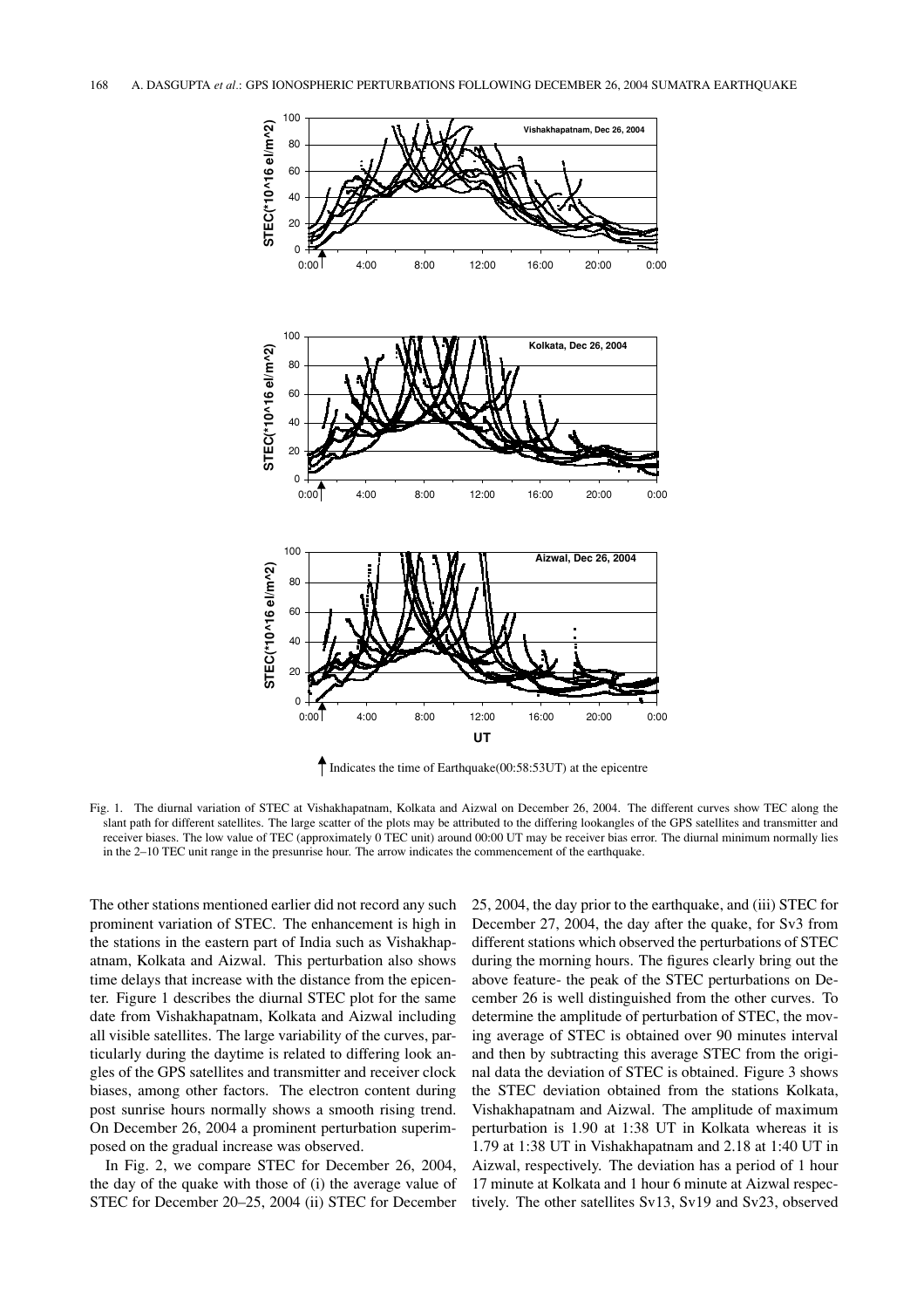Indicates the time of Earthquake(00:58:53UT) at the epicentre

Fig. 1. The diurnal variation of STEC at Vishakhapatnam, Kolkata and Aizwal on December 26, 2004. The different curves show TEC along the slant path for different satellites. The large scatter of the plots may be attributed to the differing lookangles of the GPS satellites and transmitter and receiver biases. The low value of TEC (approximately 0 TEC unit) around 00:00 UT may be receiver bias error. The diurnal minimum normally lies in the 2–10 TEC unit range in the presunrise hour. The arrow indicates the commencement of the earthquake.

The other stations mentioned earlier did not record any such prominent variation of STEC. The enhancement is high in the stations in the eastern part of India such as Vishakhapatnam, Kolkata and Aizwal. This perturbation also shows time delays that increase with the distance from the epicenter. Figure 1 describes the diurnal STEC plot for the same date from Vishakhapatnam, Kolkata and Aizwal including all visible satellites. The large variability of the curves, particularly during the daytime is related to differing look angles of the GPS satellites and transmitter and receiver clock biases, among other factors. The electron content during post sunrise hours normally shows a smooth rising trend. On December 26, 2004 a prominent perturbation superimposed on the gradual increase was observed.

In Fig. 2, we compare STEC for December 26, 2004, the day of the quake with those of (i) the average value of STEC for December 20–25, 2004 (ii) STEC for December 25, 2004, the day prior to the earthquake, and (iii) STEC for December 27, 2004, the day after the quake, for Sv3 from different stations which observed the perturbations of STEC during the morning hours. The figures clearly bring out the above feature- the peak of the STEC perturbations on December 26 is well distinguished from the other curves. To determine the amplitude of perturbation of STEC, the moving average of STEC is obtained over 90 minutes interval and then by subtracting this average STEC from the original data the deviation of STEC is obtained. Figure 3 shows the STEC deviation obtained from the stations Kolkata, Vishakhapatnam and Aizwal. The amplitude of maximum perturbation is 1.90 at 1:38 UT in Kolkata whereas it is 1.79 at 1:38 UT in Vishakhapatnam and 2.18 at 1:40 UT in Aizwal, respectively. The deviation has a period of 1 hour 17 minute at Kolkata and 1 hour 6 minute at Aizwal respectively. The other satellites Sv13, Sv19 and Sv23, observed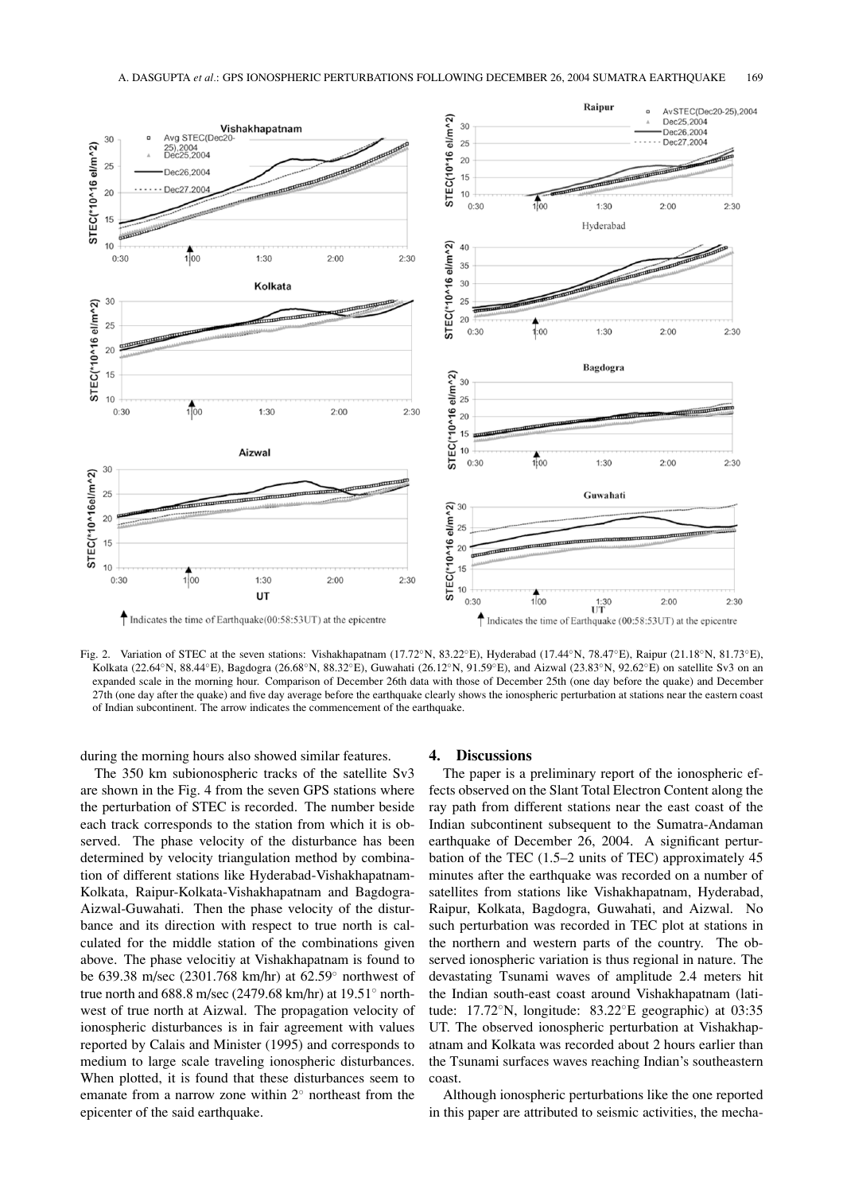Fig. 2. Variation of STEC at the seven stations: Vishakhapatnam (17.72°N, 83.22°E), Hyderabad (17.44°N, 78.47°E), Raipur (21.18°N, 81.73°E), Kolkata (22.64°N, 88.44°E), Bagdogra (26.68°N, 88.32°E), Guwahati (26.12°N, 91.59°E), and Aizwal (23.83°N, 92.62°E) on satellite Sv3 on an expanded scale in the morning hour. Comparison of December 26th data with those of December 25th (one day before the quake) and December 27th (one day after the quake) and five day average before the earthquake clearly shows the ionospheric perturbation at stations near the eastern coast of Indian subcontinent. The arrow indicates the commencement of the earthquake.

during the morning hours also showed similar features.

The 350 km subionospheric tracks of the satellite Sv3 are shown in the Fig. 4 from the seven GPS stations where the perturbation of STEC is recorded. The number beside each track corresponds to the station from which it is observed. The phase velocity of the disturbance has been determined by velocity triangulation method by combination of different stations like Hyderabad-Vishakhapatnam-Kolkata, Raipur-Kolkata-Vishakhapatnam and Bagdogra-Aizwal-Guwahati. Then the phase velocity of the disturbance and its direction with respect to true north is calculated for the middle station of the combinations given above. The phase velocitiy at Vishakhapatnam is found to be 639.38 m/sec (2301.768 km/hr) at 62.59° northwest of true north and 688.8 m/sec (2479.68 km/hr) at 19.51° northwest of true north at Aizwal. The propagation velocity of ionospheric disturbances is in fair agreement with values reported by Calais and Minister (1995) and corresponds to medium to large scale traveling ionospheric disturbances. When plotted, it is found that these disturbances seem to emanate from a narrow zone within 2° northeast from the epicenter of the said earthquake.

## 4. Discussions

The paper is a preliminary report of the ionospheric effects observed on the Slant Total Electron Content along the ray path from different stations near the east coast of the Indian subcontinent subsequent to the Sumatra-Andaman earthquake of December 26, 2004. A significant perturbation of the TEC (1.5–2 units of TEC) approximately 45 minutes after the earthquake was recorded on a number of satellites from stations like Vishakhapatnam, Hyderabad, Raipur, Kolkata, Bagdogra, Guwahati, and Aizwal. No such perturbation was recorded in TEC plot at stations in the northern and western parts of the country. The observed ionospheric variation is thus regional in nature. The devastating Tsunami waves of amplitude 2.4 meters hit the Indian south-east coast around Vishakhapatnam (latitude: 17.72°N, longitude: 83.22°E geographic) at 03:35 UT. The observed ionospheric perturbation at Vishakhapatnam and Kolkata was recorded about 2 hours earlier than the Tsunami surfaces waves reaching Indian's southeastern coast.

Although ionospheric perturbations like the one reported in this paper are attributed to seismic activities, the mecha-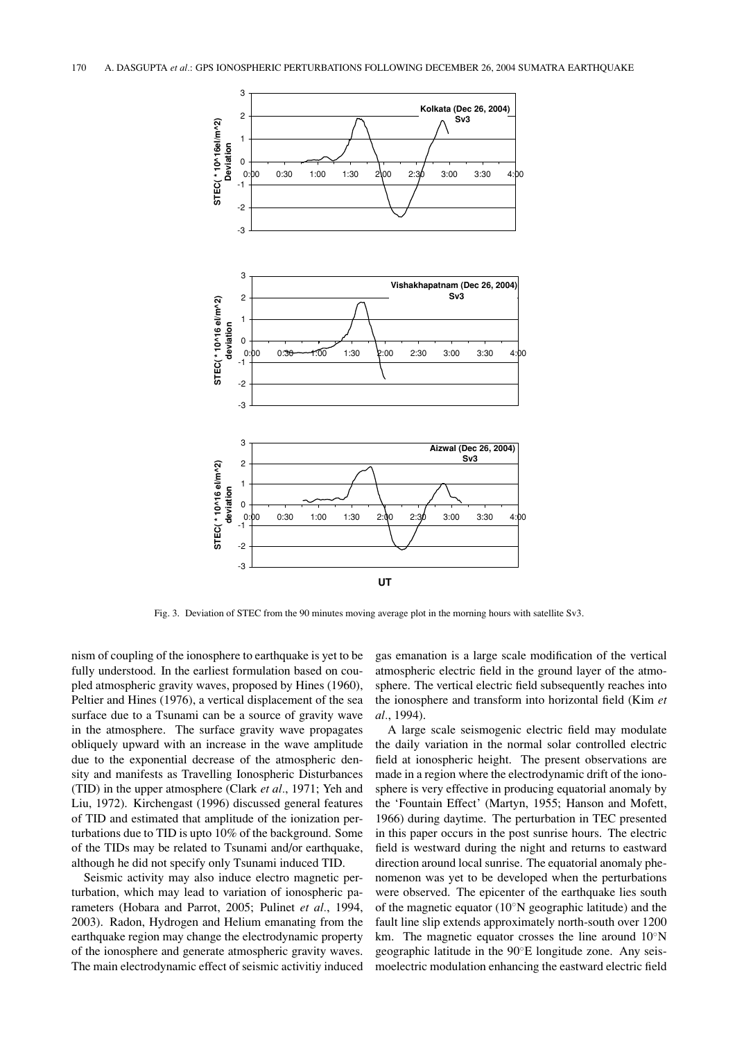Fig. 3. Deviation of STEC from the 90 minutes moving average plot in the morning hours with satellite Sv3.

nism of coupling of the ionosphere to earthquake is yet to be fully understood. In the earliest formulation based on coupled atmospheric gravity waves, proposed by Hines (1960), Peltier and Hines (1976), a vertical displacement of the sea surface due to a Tsunami can be a source of gravity wave in the atmosphere. The surface gravity wave propagates obliquely upward with an increase in the wave amplitude due to the exponential decrease of the atmospheric density and manifests as Travelling Ionospheric Disturbances (TID) in the upper atmosphere (Clark *et al*., 1971; Yeh and Liu, 1972). Kirchengast (1996) discussed general features of TID and estimated that amplitude of the ionization perturbations due to TID is upto 10% of the background. Some of the TIDs may be related to Tsunami and/or earthquake, although he did not specify only Tsunami induced TID.

Seismic activity may also induce electro magnetic perturbation, which may lead to variation of ionospheric parameters (Hobara and Parrot, 2005; Pulinet *et al*., 1994, 2003). Radon, Hydrogen and Helium emanating from the earthquake region may change the electrodynamic property of the ionosphere and generate atmospheric gravity waves. The main electrodynamic effect of seismic activitiy induced gas emanation is a large scale modification of the vertical atmospheric electric field in the ground layer of the atmosphere. The vertical electric field subsequently reaches into the ionosphere and transform into horizontal field (Kim *et al*., 1994).

A large scale seismogenic electric field may modulate the daily variation in the normal solar controlled electric field at ionospheric height. The present observations are made in a region where the electrodynamic drift of the ionosphere is very effective in producing equatorial anomaly by the 'Fountain Effect' (Martyn, 1955; Hanson and Mofett, 1966) during daytime. The perturbation in TEC presented in this paper occurs in the post sunrise hours. The electric field is westward during the night and returns to eastward direction around local sunrise. The equatorial anomaly phenomenon was yet to be developed when the perturbations were observed. The epicenter of the earthquake lies south of the magnetic equator (10°N geographic latitude) and the fault line slip extends approximately north-south over 1200 km. The magnetic equator crosses the line around 10°N geographic latitude in the 90°E longitude zone. Any seismoelectric modulation enhancing the eastward electric field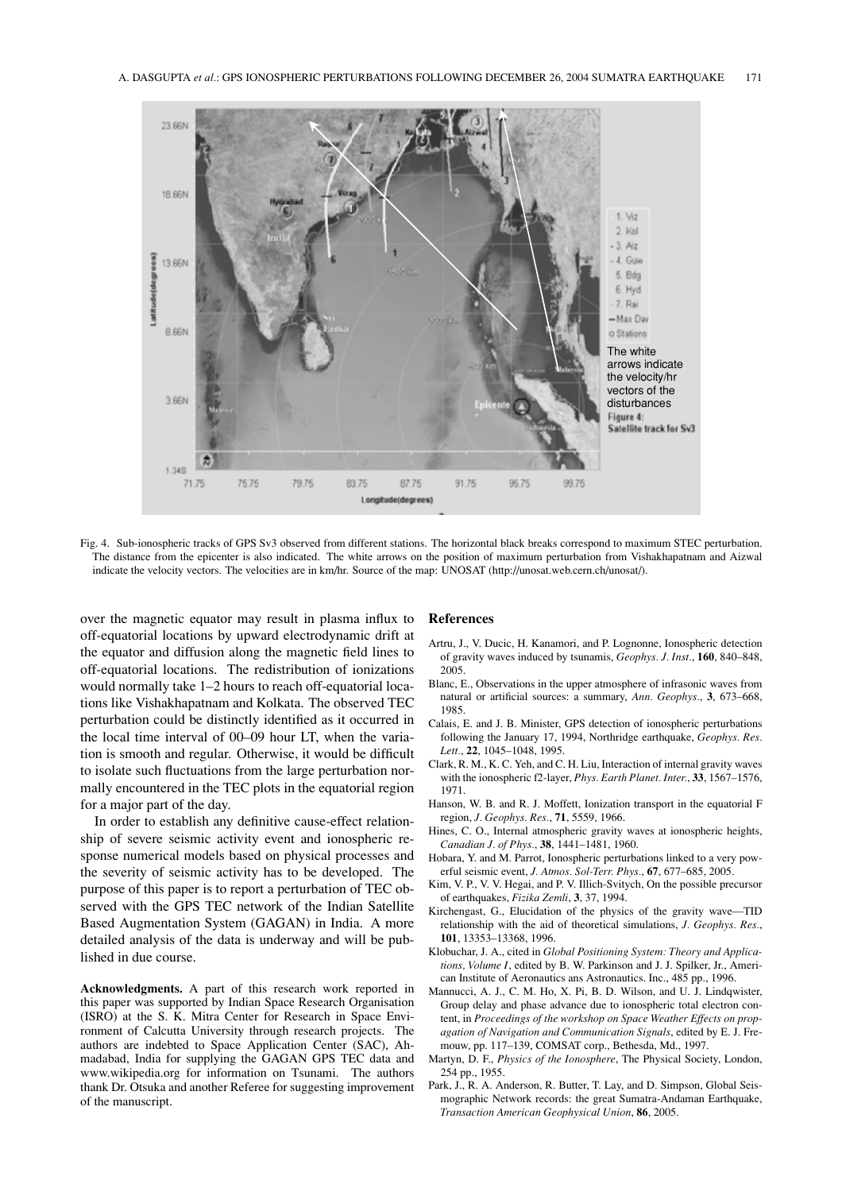23.66N

18.66N

13.66N

8.66N

3.66N

1.34S

71.75 75.75 79.75 83.75 87.75 91.75 95.75 99.75

Longitude(degrees)

Latitude(degrees)

1. Viz
2. Kol
3. Aiz
4. Guw
5. Bdg
6. Hyd
7. Rai

Max Dev

Stations

The white arrows indicate the velocity/hr vectors of the disturbances

Figure 4: Satellite track for Sv3

Fig. 4. Sub-ionospheric tracks of GPS Sv3 observed from different stations. The horizontal black breaks correspond to maximum STEC perturbation. The distance from the epicenter is also indicated. The white arrows on the position of maximum perturbation from Vishakhapatnam and Aizwal indicate the velocity vectors. The velocities are in km/hr. Source of the map: UNOSAT (http://unosat.web.cern.ch/unosat/).

over the magnetic equator may result in plasma influx to off-equatorial locations by upward electrodynamic drift at the equator and diffusion along the magnetic field lines to off-equatorial locations. The redistribution of ionizations would normally take 1–2 hours to reach off-equatorial locations like Vishakhapatnam and Kolkata. The observed TEC perturbation could be distinctly identified as it occurred in the local time interval of 00–09 hour LT, when the variation is smooth and regular. Otherwise, it would be difficult to isolate such fluctuations from the large perturbation normally encountered in the TEC plots in the equatorial region for a major part of the day.

In order to establish any definitive cause-effect relationship of severe seismic activity event and ionospheric response numerical models based on physical processes and the severity of seismic activity has to be developed. The purpose of this paper is to report a perturbation of TEC observed with the GPS TEC network of the Indian Satellite Based Augmentation System (GAGAN) in India. A more detailed analysis of the data is underway and will be published in due course.

**Acknowledgments.** A part of this research work reported in this paper was supported by Indian Space Research Organisation (ISRO) at the S. K. Mitra Center for Research in Space Environment of Calcutta University through research projects. The authors are indebted to Space Application Center (SAC), Ahmadabad, India for supplying the GAGAN GPS TEC data and www.wikipedia.org for information on Tsunami. The authors thank Dr. Otsuka and another Referee for suggesting improvement of the manuscript.

## References

Artru, J., V. Ducic, H. Kanamori, and P. Lognonne, Ionospheric detection of gravity waves induced by tsunamis, *Geophys. J. Inst.*, **160**, 840–848, 2005.

Blanc, E., Observations in the upper atmosphere of infrasonic waves from natural or artificial sources: a summary, *Ann. Geophys.*, **3**, 673–668, 1985.

Calais, E. and J. B. Minister, GPS detection of ionospheric perturbations following the January 17, 1994, Northridge earthquake, *Geophys. Res. Lett.*, **22**, 1045–1048, 1995.

Clark, R. M., K. C. Yeh, and C. H. Liu, Interaction of internal gravity waves with the ionospheric f2-layer, *Phys. Earth Planet. Inter.*, **33**, 1567–1576, 1971.

Hanson, W. B. and R. J. Moffett, Ionization transport in the equatorial F region, *J. Geophys. Res.*, **71**, 5559, 1966.

Hines, C. O., Internal atmospheric gravity waves at ionospheric heights, *Canadian J. of Phys.*, **38**, 1441–1481, 1960.

Hobara, Y. and M. Parrot, Ionospheric perturbations linked to a very powerful seismic event, *J. Atmos. Sol-Terr. Phys.*, **67**, 677–685, 2005.

Kim, V. P., V. V. Hegai, and P. V. Illich-Svitych, On the possible precursor of earthquakes, *Fizika Zemli*, **3**, 37, 1994.

Kirchengast, G., Elucidation of the physics of the gravity wave—TID relationship with the aid of theoretical simulations, *J. Geophys. Res.*, **101**, 13353–13368, 1996.

Klobuchar, J. A., cited in *Global Positioning System: Theory and Applications, Volume I*, edited by B. W. Parkinson and J. J. Spilker, Jr., American Institute of Aeronautics ans Astronautics. Inc., 485 pp., 1996.

Mannucci, A. J., C. M. Ho, X. Pi, B. D. Wilson, and U. J. Lindqwister, Group delay and phase advance due to ionospheric total electron content, in *Proceedings of the workshop on Space Weather Effects on propagation of Navigation and Communication Signals*, edited by E. J. Fremouw, pp. 117–139, COMSAT corp., Bethesda, Md., 1997.

Martyn, D. F., *Physics of the Ionosphere*, The Physical Society, London, 254 pp., 1955.

Park, J., R. A. Anderson, R. Butter, T. Lay, and D. Simpson, Global Seismographic Network records: the great Sumatra-Andaman Earthquake, *Transaction American Geophysical Union*, **86**, 2005.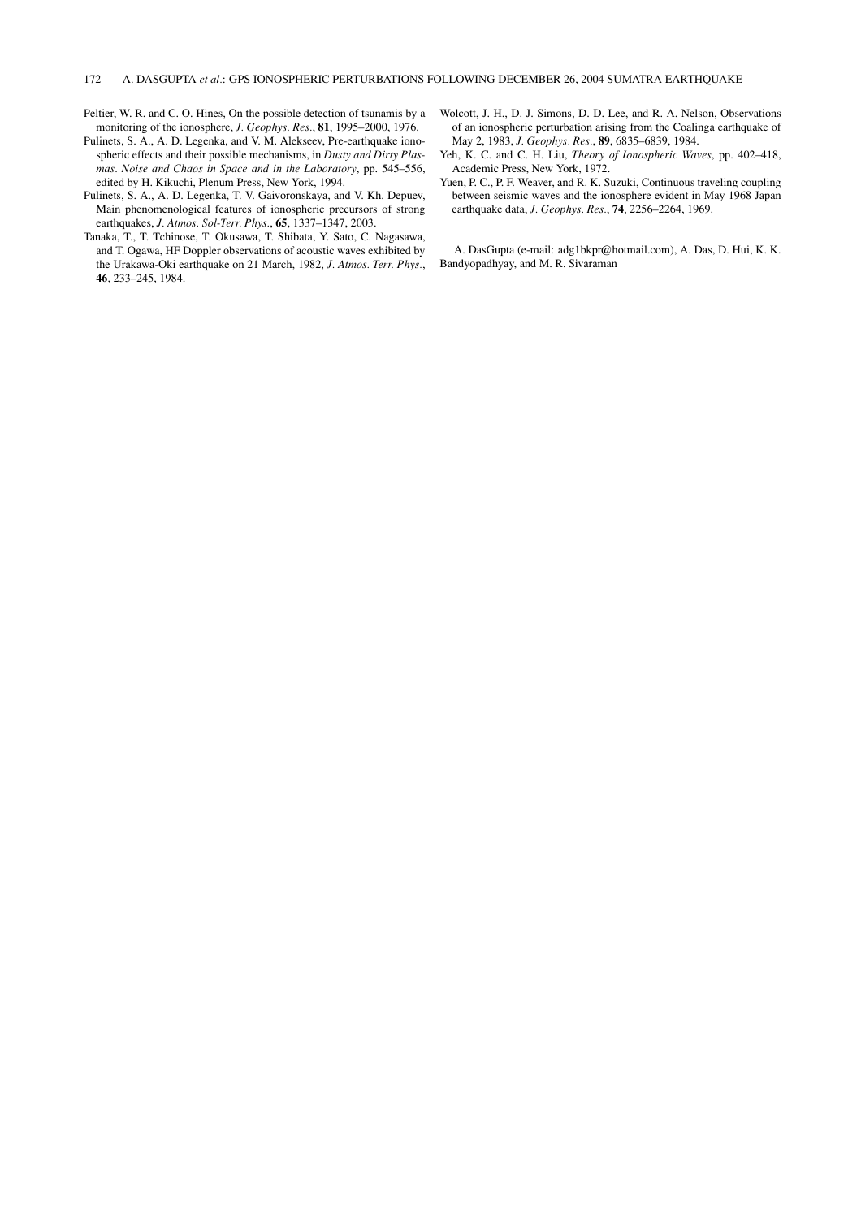Peltier, W. R. and C. O. Hines, On the possible detection of tsunamis by a monitoring of the ionosphere, *J. Geophys. Res.*, **81**, 1995–2000, 1976.

Pulinets, S. A., A. D. Legenka, and V. M. Alekseev, Pre-earthquake ionospheric effects and their possible mechanisms, in *Dusty and Dirty Plasmas. Noise and Chaos in Space and in the Laboratory*, pp. 545–556, edited by H. Kikuchi, Plenum Press, New York, 1994.

Pulinets, S. A., A. D. Legenka, T. V. Gaivoronskaya, and V. Kh. Depuev, Main phenomenological features of ionospheric precursors of strong earthquakes, *J. Atmos. Sol-Terr. Phys.*, **65**, 1337–1347, 2003.

Tanaka, T., T. Tchinose, T. Okusawa, T. Shibata, Y. Sato, C. Nagasawa, and T. Ogawa, HF Doppler observations of acoustic waves exhibited by the Urakawa-Oki earthquake on 21 March, 1982, *J. Atmos. Terr. Phys.*, **46**, 233–245, 1984.

Wolcott, J. H., D. J. Simons, D. D. Lee, and R. A. Nelson, Observations of an ionospheric perturbation arising from the Coalinga earthquake of May 2, 1983, *J. Geophys. Res.*, **89**, 6835–6839, 1984.

Yeh, K. C. and C. H. Liu, *Theory of Ionospheric Waves*, pp. 402–418, Academic Press, New York, 1972.

Yuen, P. C., P. F. Weaver, and R. K. Suzuki, Continuous traveling coupling between seismic waves and the ionosphere evident in May 1968 Japan earthquake data, *J. Geophys. Res.*, **74**, 2256–2264, 1969.

---

A. DasGupta (e-mail: adg1bkpr@hotmail.com), A. Das, D. Hui, K. K. Bandyopadhyay, and M. R. Sivaraman